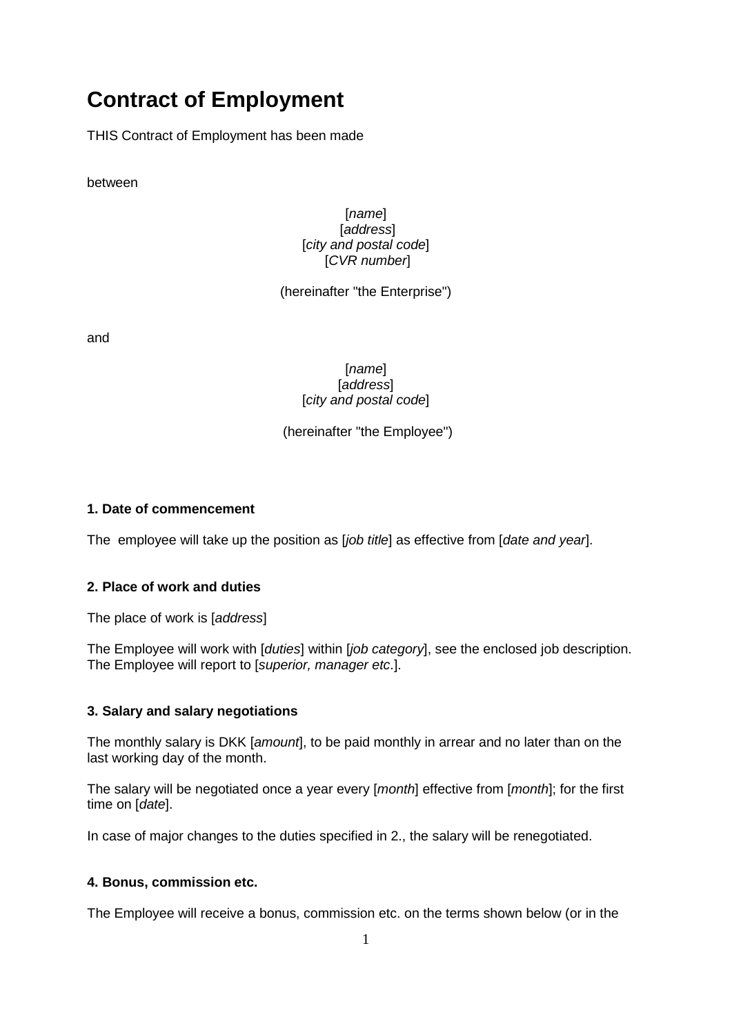# Contract of Employment

THIS Contract of Employment has been made

between

[*name*]
[*address*]
[*city and postal code*]
[*CVR number*]

(hereinafter "the Enterprise")

and

[*name*]
[*address*]
[*city and postal code*]

(hereinafter "the Employee")

### 1. Date of commencement

The employee will take up the position as [*job title*] as effective from [*date and year*].

### 2. Place of work and duties

The place of work is [*address*]

The Employee will work with [*duties*] within [*job category*], see the enclosed job description. The Employee will report to [*superior, manager etc*.].

### 3. Salary and salary negotiations

The monthly salary is DKK [*amount*], to be paid monthly in arrear and no later than on the last working day of the month.

The salary will be negotiated once a year every [*month*] effective from [*month*]; for the first time on [*date*].

In case of major changes to the duties specified in 2., the salary will be renegotiated.

### 4. Bonus, commission etc.

The Employee will receive a bonus, commission etc. on the terms shown below (or in the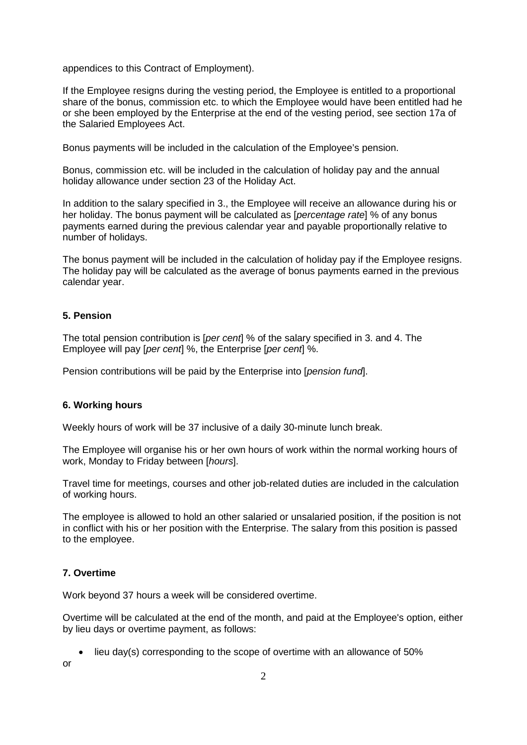appendices to this Contract of Employment).

If the Employee resigns during the vesting period, the Employee is entitled to a proportional share of the bonus, commission etc. to which the Employee would have been entitled had he or she been employed by the Enterprise at the end of the vesting period, see section 17a of the Salaried Employees Act.

Bonus payments will be included in the calculation of the Employee's pension.

Bonus, commission etc. will be included in the calculation of holiday pay and the annual holiday allowance under section 23 of the Holiday Act.

In addition to the salary specified in 3., the Employee will receive an allowance during his or her holiday. The bonus payment will be calculated as [*percentage rate*] % of any bonus payments earned during the previous calendar year and payable proportionally relative to number of holidays.

The bonus payment will be included in the calculation of holiday pay if the Employee resigns. The holiday pay will be calculated as the average of bonus payments earned in the previous calendar year.

### 5. Pension

The total pension contribution is [*per cent*] % of the salary specified in 3. and 4. The Employee will pay [*per cent*] %, the Enterprise [*per cent*] %.

Pension contributions will be paid by the Enterprise into [*pension fund*].

### 6. Working hours

Weekly hours of work will be 37 inclusive of a daily 30-minute lunch break.

The Employee will organise his or her own hours of work within the normal working hours of work, Monday to Friday between [*hours*].

Travel time for meetings, courses and other job-related duties are included in the calculation of working hours.

The employee is allowed to hold an other salaried or unsalaried position, if the position is not in conflict with his or her position with the Enterprise. The salary from this position is passed to the employee.

### 7. Overtime

Work beyond 37 hours a week will be considered overtime.

Overtime will be calculated at the end of the month, and paid at the Employee's option, either by lieu days or overtime payment, as follows:

- lieu day(s) corresponding to the scope of overtime with an allowance of 50%

or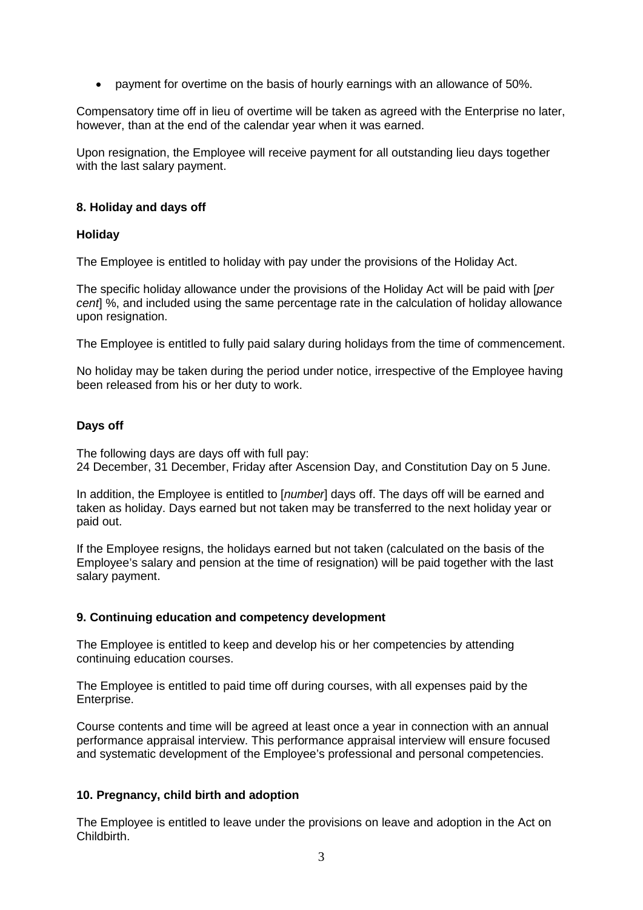- payment for overtime on the basis of hourly earnings with an allowance of 50%.

Compensatory time off in lieu of overtime will be taken as agreed with the Enterprise no later, however, than at the end of the calendar year when it was earned.

Upon resignation, the Employee will receive payment for all outstanding lieu days together with the last salary payment.

## 8. Holiday and days off

### Holiday

The Employee is entitled to holiday with pay under the provisions of the Holiday Act.

The specific holiday allowance under the provisions of the Holiday Act will be paid with [*per cent*] %, and included using the same percentage rate in the calculation of holiday allowance upon resignation.

The Employee is entitled to fully paid salary during holidays from the time of commencement.

No holiday may be taken during the period under notice, irrespective of the Employee having been released from his or her duty to work.

### Days off

The following days are days off with full pay:
24 December, 31 December, Friday after Ascension Day, and Constitution Day on 5 June.

In addition, the Employee is entitled to [*number*] days off. The days off will be earned and taken as holiday. Days earned but not taken may be transferred to the next holiday year or paid out.

If the Employee resigns, the holidays earned but not taken (calculated on the basis of the Employee's salary and pension at the time of resignation) will be paid together with the last salary payment.

## 9. Continuing education and competency development

The Employee is entitled to keep and develop his or her competencies by attending continuing education courses.

The Employee is entitled to paid time off during courses, with all expenses paid by the Enterprise.

Course contents and time will be agreed at least once a year in connection with an annual performance appraisal interview. This performance appraisal interview will ensure focused and systematic development of the Employee's professional and personal competencies.

## 10. Pregnancy, child birth and adoption

The Employee is entitled to leave under the provisions on leave and adoption in the Act on Childbirth.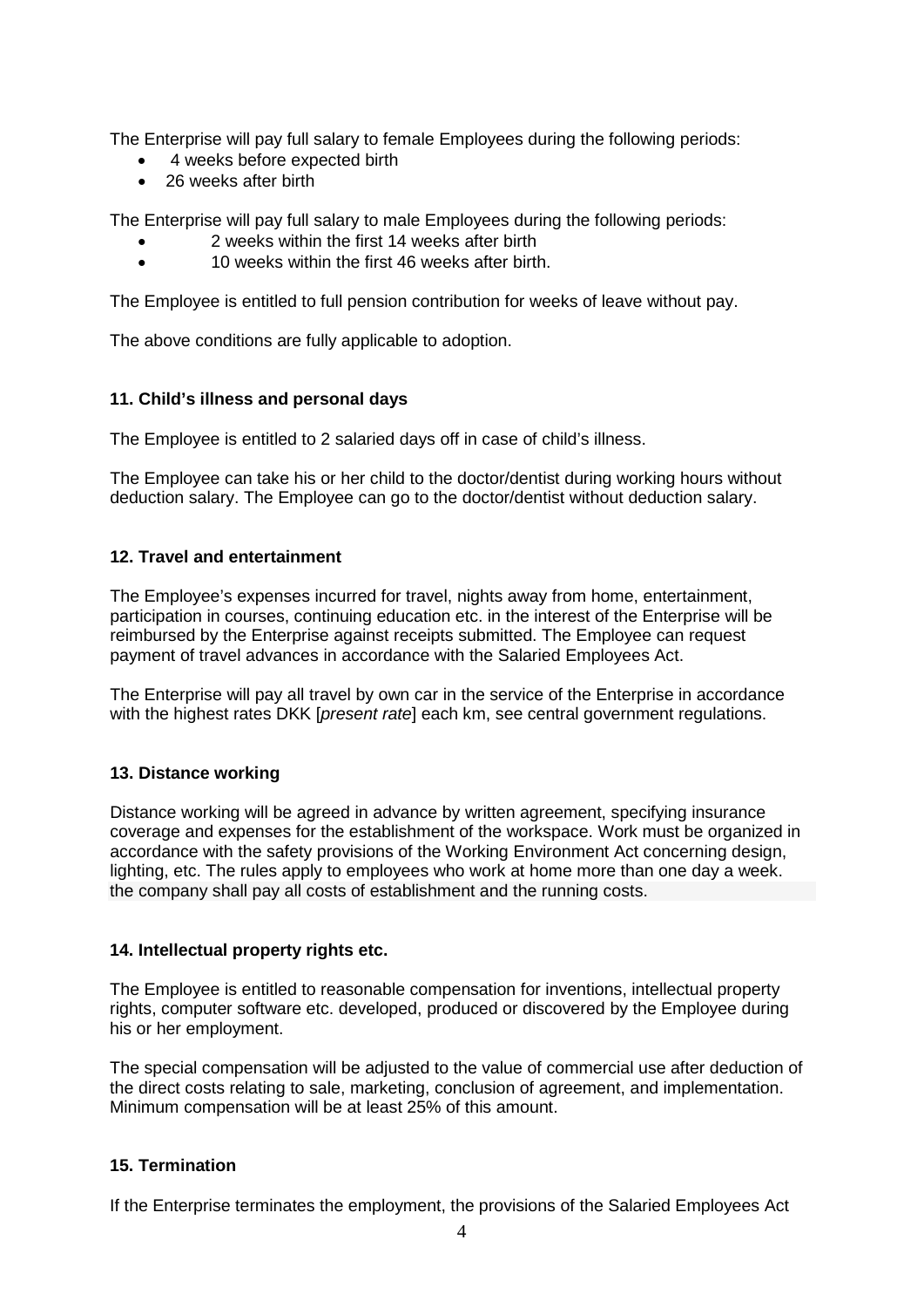The Enterprise will pay full salary to female Employees during the following periods:

- 4 weeks before expected birth
- 26 weeks after birth

The Enterprise will pay full salary to male Employees during the following periods:

- 2 weeks within the first 14 weeks after birth
- 10 weeks within the first 46 weeks after birth.

The Employee is entitled to full pension contribution for weeks of leave without pay.

The above conditions are fully applicable to adoption.

### 11. Child's illness and personal days

The Employee is entitled to 2 salaried days off in case of child's illness.

The Employee can take his or her child to the doctor/dentist during working hours without deduction salary. The Employee can go to the doctor/dentist without deduction salary.

### 12. Travel and entertainment

The Employee's expenses incurred for travel, nights away from home, entertainment, participation in courses, continuing education etc. in the interest of the Enterprise will be reimbursed by the Enterprise against receipts submitted. The Employee can request payment of travel advances in accordance with the Salaried Employees Act.

The Enterprise will pay all travel by own car in the service of the Enterprise in accordance with the highest rates DKK [*present rate*] each km, see central government regulations.

### 13. Distance working

Distance working will be agreed in advance by written agreement, specifying insurance coverage and expenses for the establishment of the workspace. Work must be organized in accordance with the safety provisions of the Working Environment Act concerning design, lighting, etc. The rules apply to employees who work at home more than one day a week. the company shall pay all costs of establishment and the running costs.

### 14. Intellectual property rights etc.

The Employee is entitled to reasonable compensation for inventions, intellectual property rights, computer software etc. developed, produced or discovered by the Employee during his or her employment.

The special compensation will be adjusted to the value of commercial use after deduction of the direct costs relating to sale, marketing, conclusion of agreement, and implementation. Minimum compensation will be at least 25% of this amount.

### 15. Termination

If the Enterprise terminates the employment, the provisions of the Salaried Employees Act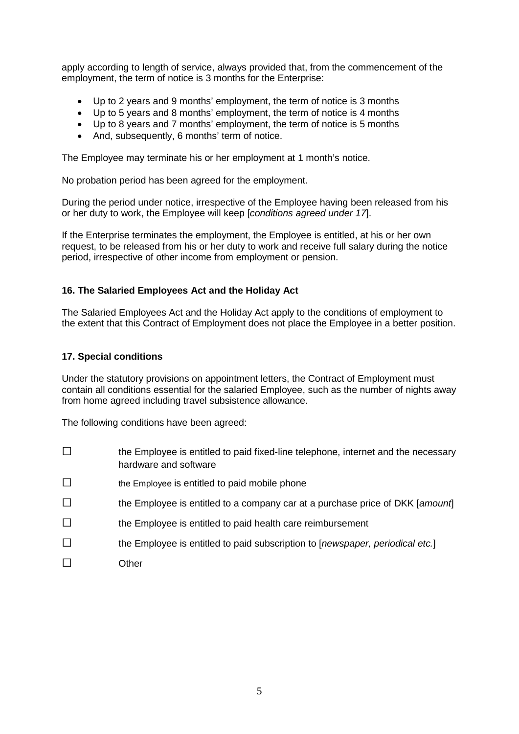apply according to length of service, always provided that, from the commencement of the employment, the term of notice is 3 months for the Enterprise:

- Up to 2 years and 9 months' employment, the term of notice is 3 months
- Up to 5 years and 8 months' employment, the term of notice is 4 months
- Up to 8 years and 7 months' employment, the term of notice is 5 months
- And, subsequently, 6 months' term of notice.

The Employee may terminate his or her employment at 1 month's notice.

No probation period has been agreed for the employment.

During the period under notice, irrespective of the Employee having been released from his or her duty to work, the Employee will keep [*conditions agreed under 17*].

If the Enterprise terminates the employment, the Employee is entitled, at his or her own request, to be released from his or her duty to work and receive full salary during the notice period, irrespective of other income from employment or pension.

### 16. The Salaried Employees Act and the Holiday Act

The Salaried Employees Act and the Holiday Act apply to the conditions of employment to the extent that this Contract of Employment does not place the Employee in a better position.

### 17. Special conditions

Under the statutory provisions on appointment letters, the Contract of Employment must contain all conditions essential for the salaried Employee, such as the number of nights away from home agreed including travel subsistence allowance.

The following conditions have been agreed:

☐ the Employee is entitled to paid fixed-line telephone, internet and the necessary hardware and software

☐ the Employee is entitled to paid mobile phone

☐ the Employee is entitled to a company car at a purchase price of DKK [*amount*]

☐ the Employee is entitled to paid health care reimbursement

☐ the Employee is entitled to paid subscription to [*newspaper, periodical etc.*]

☐ Other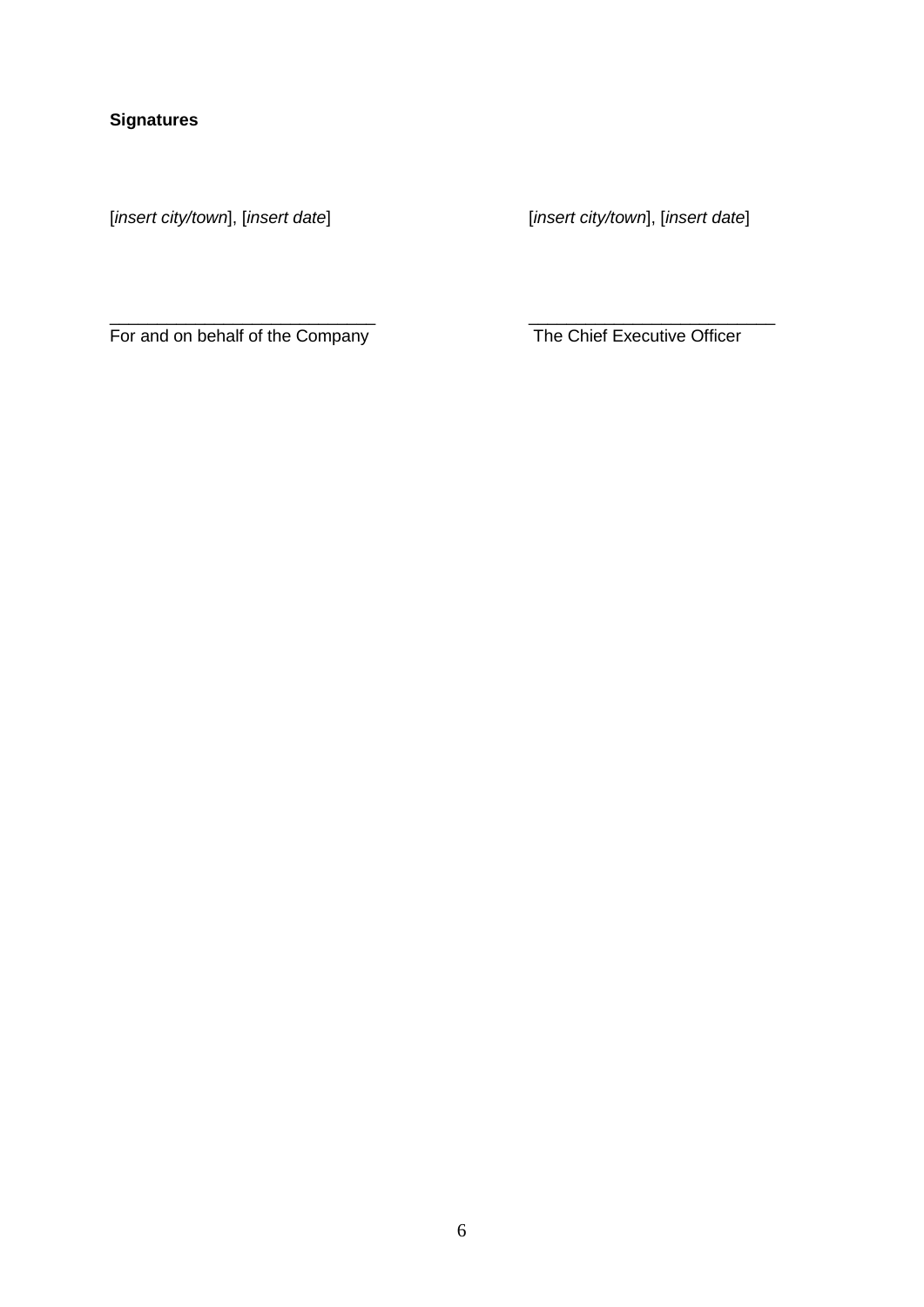**Signatures**

[*insert city/town*], [*insert date*]

\_\_\_\_\_\_\_\_\_\_\_\_\_\_\_\_\_\_\_\_\_\_\_\_\_\_\_\_
For and on behalf of the Company

[*insert city/town*], [*insert date*]

\_\_\_\_\_\_\_\_\_\_\_\_\_\_\_\_\_\_\_\_\_\_\_\_\_\_\_\_
The Chief Executive Officer